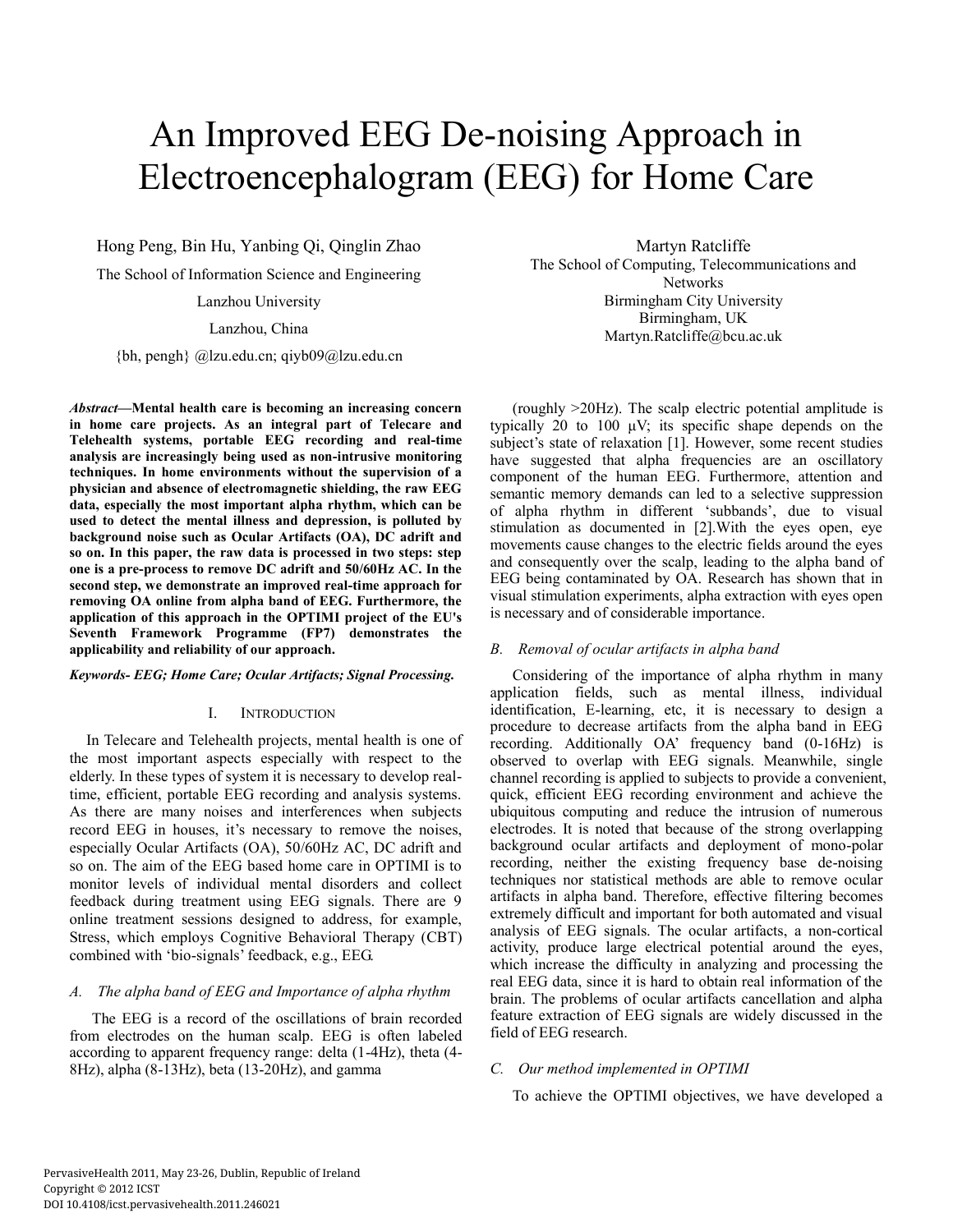# An Improved EEG De-noising Approach in Electroencephalogram (EEG) for Home Care

Hong Peng, Bin Hu, Yanbing Qi, Qinglin Zhao

The School of Information Science and Engineering

Lanzhou University

Lanzhou, China

{bh, pengh} @lzu.edu.cn; qiyb09@lzu.edu.cn

Martyn Ratcliffe

The School of Computing, Telecommunications and Networks

Birmingham City University

Birmingham, UK

Martyn.Ratcliffe@bcu.ac.uk

***Abstract*—Mental health care is becoming an increasing concern in home care projects. As an integral part of Telecare and Telehealth systems, portable EEG recording and real-time analysis are increasingly being used as non-intrusive monitoring techniques. In home environments without the supervision of a physician and absence of electromagnetic shielding, the raw EEG data, especially the most important alpha rhythm, which can be used to detect the mental illness and depression, is polluted by background noise such as Ocular Artifacts (OA), DC adrift and so on. In this paper, the raw data is processed in two steps: step one is a pre-process to remove DC adrift and 50/60Hz AC. In the second step, we demonstrate an improved real-time approach for removing OA online from alpha band of EEG. Furthermore, the application of this approach in the OPTIMI project of the EU's Seventh Framework Programme (FP7) demonstrates the applicability and reliability of our approach.**

***Keywords- EEG; Home Care; Ocular Artifacts; Signal Processing.***

## I. Introduction

In Telecare and Telehealth projects, mental health is one of the most important aspects especially with respect to the elderly. In these types of system it is necessary to develop real-time, efficient, portable EEG recording and analysis systems. As there are many noises and interferences when subjects record EEG in houses, it's necessary to remove the noises, especially Ocular Artifacts (OA), 50/60Hz AC, DC adrift and so on. The aim of the EEG based home care in OPTIMI is to monitor levels of individual mental disorders and collect feedback during treatment using EEG signals. There are 9 online treatment sessions designed to address, for example, Stress, which employs Cognitive Behavioral Therapy (CBT) combined with 'bio-signals' feedback, e.g., EEG.

### *A. The alpha band of EEG and Importance of alpha rhythm*

The EEG is a record of the oscillations of brain recorded from electrodes on the human scalp. EEG is often labeled according to apparent frequency range: delta (1-4Hz), theta (4-8Hz), alpha (8-13Hz), beta (13-20Hz), and gamma (roughly >20Hz). The scalp electric potential amplitude is typically 20 to 100 μV; its specific shape depends on the subject's state of relaxation [1]. However, some recent studies have suggested that alpha frequencies are an oscillatory component of the human EEG. Furthermore, attention and semantic memory demands can led to a selective suppression of alpha rhythm in different 'subbands', due to visual stimulation as documented in [2].With the eyes open, eye movements cause changes to the electric fields around the eyes and consequently over the scalp, leading to the alpha band of EEG being contaminated by OA. Research has shown that in visual stimulation experiments, alpha extraction with eyes open is necessary and of considerable importance.

### *B. Removal of ocular artifacts in alpha band*

Considering of the importance of alpha rhythm in many application fields, such as mental illness, individual identification, E-learning, etc, it is necessary to design a procedure to decrease artifacts from the alpha band in EEG recording. Additionally OA' frequency band (0-16Hz) is observed to overlap with EEG signals. Meanwhile, single channel recording is applied to subjects to provide a convenient, quick, efficient EEG recording environment and achieve the ubiquitous computing and reduce the intrusion of numerous electrodes. It is noted that because of the strong overlapping background ocular artifacts and deployment of mono-polar recording, neither the existing frequency base de-noising techniques nor statistical methods are able to remove ocular artifacts in alpha band. Therefore, effective filtering becomes extremely difficult and important for both automated and visual analysis of EEG signals. The ocular artifacts, a non-cortical activity, produce large electrical potential around the eyes, which increase the difficulty in analyzing and processing the real EEG data, since it is hard to obtain real information of the brain. The problems of ocular artifacts cancellation and alpha feature extraction of EEG signals are widely discussed in the field of EEG research.

### *C. Our method implemented in OPTIMI*

To achieve the OPTIMI objectives, we have developed a

PervasiveHealth 2011, May 23-26, Dublin, Republic of Ireland
Copyright © 2012 ICST
DOI 10.4108/icst.pervasivehealth.2011.246021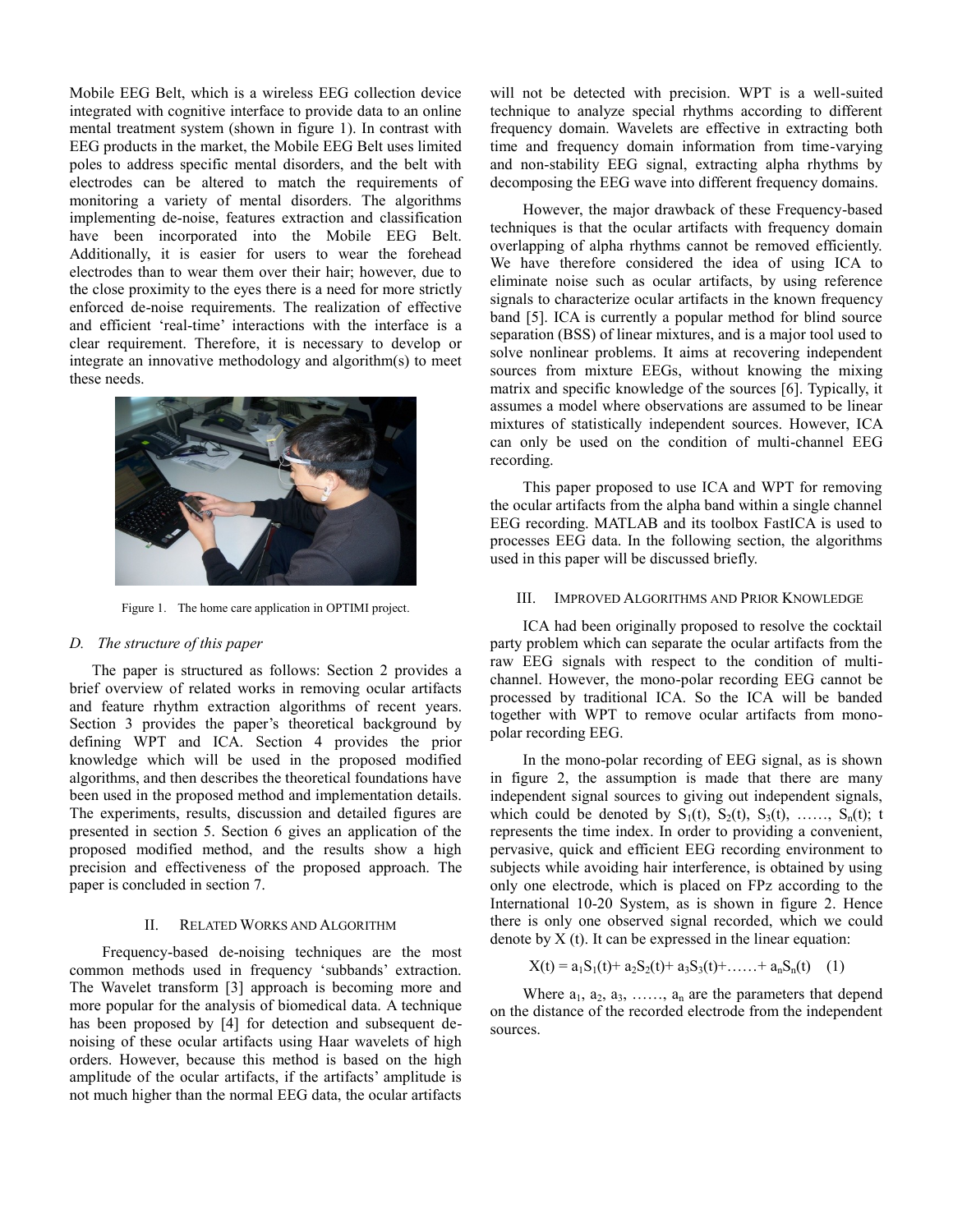Mobile EEG Belt, which is a wireless EEG collection device integrated with cognitive interface to provide data to an online mental treatment system (shown in figure 1). In contrast with EEG products in the market, the Mobile EEG Belt uses limited poles to address specific mental disorders, and the belt with electrodes can be altered to match the requirements of monitoring a variety of mental disorders. The algorithms implementing de-noise, features extraction and classification have been incorporated into the Mobile EEG Belt. Additionally, it is easier for users to wear the forehead electrodes than to wear them over their hair; however, due to the close proximity to the eyes there is a need for more strictly enforced de-noise requirements. The realization of effective and efficient 'real-time' interactions with the interface is a clear requirement. Therefore, it is necessary to develop or integrate an innovative methodology and algorithm(s) to meet these needs.

Figure 1. The home care application in OPTIMI project.

### D. The structure of this paper

The paper is structured as follows: Section 2 provides a brief overview of related works in removing ocular artifacts and feature rhythm extraction algorithms of recent years. Section 3 provides the paper's theoretical background by defining WPT and ICA. Section 4 provides the prior knowledge which will be used in the proposed modified algorithms, and then describes the theoretical foundations have been used in the proposed method and implementation details. The experiments, results, discussion and detailed figures are presented in section 5. Section 6 gives an application of the proposed modified method, and the results show a high precision and effectiveness of the proposed approach. The paper is concluded in section 7.

## II. Related Works and Algorithm

Frequency-based de-noising techniques are the most common methods used in frequency 'subbands' extraction. The Wavelet transform [3] approach is becoming more and more popular for the analysis of biomedical data. A technique has been proposed by [4] for detection and subsequent de-noising of these ocular artifacts using Haar wavelets of high orders. However, because this method is based on the high amplitude of the ocular artifacts, if the artifacts' amplitude is not much higher than the normal EEG data, the ocular artifacts will not be detected with precision. WPT is a well-suited technique to analyze special rhythms according to different frequency domain. Wavelets are effective in extracting both time and frequency domain information from time-varying and non-stability EEG signal, extracting alpha rhythms by decomposing the EEG wave into different frequency domains.

However, the major drawback of these Frequency-based techniques is that the ocular artifacts with frequency domain overlapping of alpha rhythms cannot be removed efficiently. We have therefore considered the idea of using ICA to eliminate noise such as ocular artifacts, by using reference signals to characterize ocular artifacts in the known frequency band [5]. ICA is currently a popular method for blind source separation (BSS) of linear mixtures, and is a major tool used to solve nonlinear problems. It aims at recovering independent sources from mixture EEGs, without knowing the mixing matrix and specific knowledge of the sources [6]. Typically, it assumes a model where observations are assumed to be linear mixtures of statistically independent sources. However, ICA can only be used on the condition of multi-channel EEG recording.

This paper proposed to use ICA and WPT for removing the ocular artifacts from the alpha band within a single channel EEG recording. MATLAB and its toolbox FastICA is used to processes EEG data. In the following section, the algorithms used in this paper will be discussed briefly.

## III. Improved Algorithms and Prior Knowledge

ICA had been originally proposed to resolve the cocktail party problem which can separate the ocular artifacts from the raw EEG signals with respect to the condition of multi-channel. However, the mono-polar recording EEG cannot be processed by traditional ICA. So the ICA will be banded together with WPT to remove ocular artifacts from mono-polar recording EEG.

In the mono-polar recording of EEG signal, as is shown in figure 2, the assumption is made that there are many independent signal sources to giving out independent signals, which could be denoted by $S_1(t)$, $S_2(t)$, $S_3(t)$, ……, $S_n(t)$; t represents the time index. In order to providing a convenient, pervasive, quick and efficient EEG recording environment to subjects while avoiding hair interference, is obtained by using only one electrode, which is placed on FPz according to the International 10-20 System, as is shown in figure 2. Hence there is only one observed signal recorded, which we could denote by X (t). It can be expressed in the linear equation:

$$X(t) = a_1S_1(t)+ a_2S_2(t)+ a_3S_3(t)+……+ a_nS_n(t) \quad (1)$$

Where $a_1$, $a_2$, $a_3$, ……, $a_n$ are the parameters that depend on the distance of the recorded electrode from the independent sources.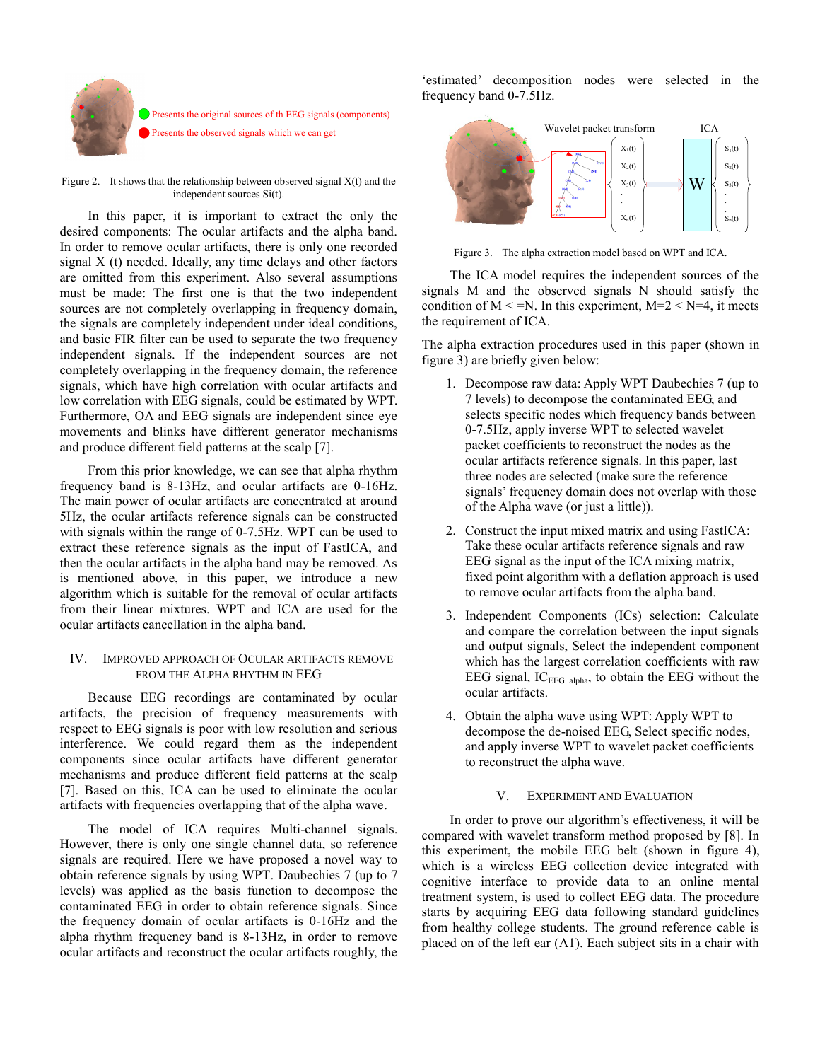Presents the original sources of th EEG signals (components)

Presents the observed signals which we can get

Figure 2. It shows that the relationship between observed signal X(t) and the independent sources Si(t).

In this paper, it is important to extract the only the desired components: The ocular artifacts and the alpha band. In order to remove ocular artifacts, there is only one recorded signal X (t) needed. Ideally, any time delays and other factors are omitted from this experiment. Also several assumptions must be made: The first one is that the two independent sources are not completely overlapping in frequency domain, the signals are completely independent under ideal conditions, and basic FIR filter can be used to separate the two frequency independent signals. If the independent sources are not completely overlapping in the frequency domain, the reference signals, which have high correlation with ocular artifacts and low correlation with EEG signals, could be estimated by WPT. Furthermore, OA and EEG signals are independent since eye movements and blinks have different generator mechanisms and produce different field patterns at the scalp [7].

From this prior knowledge, we can see that alpha rhythm frequency band is 8-13Hz, and ocular artifacts are 0-16Hz. The main power of ocular artifacts are concentrated at around 5Hz, the ocular artifacts reference signals can be constructed with signals within the range of 0-7.5Hz. WPT can be used to extract these reference signals as the input of FastICA, and then the ocular artifacts in the alpha band may be removed. As is mentioned above, in this paper, we introduce a new algorithm which is suitable for the removal of ocular artifacts from their linear mixtures. WPT and ICA are used for the ocular artifacts cancellation in the alpha band.

## IV. Improved Approach of Ocular Artifacts Remove from the Alpha Rhythm in EEG

Because EEG recordings are contaminated by ocular artifacts, the precision of frequency measurements with respect to EEG signals is poor with low resolution and serious interference. We could regard them as the independent components since ocular artifacts have different generator mechanisms and produce different field patterns at the scalp [7]. Based on this, ICA can be used to eliminate the ocular artifacts with frequencies overlapping that of the alpha wave.

The model of ICA requires Multi-channel signals. However, there is only one single channel data, so reference signals are required. Here we have proposed a novel way to obtain reference signals by using WPT. Daubechies 7 (up to 7 levels) was applied as the basis function to decompose the contaminated EEG in order to obtain reference signals. Since the frequency domain of ocular artifacts is 0-16Hz and the alpha rhythm frequency band is 8-13Hz, in order to remove ocular artifacts and reconstruct the ocular artifacts roughly, the 'estimated' decomposition nodes were selected in the frequency band 0-7.5Hz.

Wavelet packet transform

ICA

Figure 3. The alpha extraction model based on WPT and ICA.

The ICA model requires the independent sources of the signals M and the observed signals N should satisfy the condition of M < =N. In this experiment, M=2 < N=4, it meets the requirement of ICA.

The alpha extraction procedures used in this paper (shown in figure 3) are briefly given below:

1. Decompose raw data: Apply WPT Daubechies 7 (up to 7 levels) to decompose the contaminated EEG, and selects specific nodes which frequency bands between 0-7.5Hz, apply inverse WPT to selected wavelet packet coefficients to reconstruct the nodes as the ocular artifacts reference signals. In this paper, last three nodes are selected (make sure the reference signals' frequency domain does not overlap with those of the Alpha wave (or just a little)).
2. Construct the input mixed matrix and using FastICA: Take these ocular artifacts reference signals and raw EEG signal as the input of the ICA mixing matrix, fixed point algorithm with a deflation approach is used to remove ocular artifacts from the alpha band.
3. Independent Components (ICs) selection: Calculate and compare the correlation between the input signals and output signals, Select the independent component which has the largest correlation coefficients with raw EEG signal, $IC_{EEG\_alpha}$, to obtain the EEG without the ocular artifacts.
4. Obtain the alpha wave using WPT: Apply WPT to decompose the de-noised EEG, Select specific nodes, and apply inverse WPT to wavelet packet coefficients to reconstruct the alpha wave.

## V. Experiment and Evaluation

In order to prove our algorithm's effectiveness, it will be compared with wavelet transform method proposed by [8]. In this experiment, the mobile EEG belt (shown in figure 4), which is a wireless EEG collection device integrated with cognitive interface to provide data to an online mental treatment system, is used to collect EEG data. The procedure starts by acquiring EEG data following standard guidelines from healthy college students. The ground reference cable is placed on of the left ear (A1). Each subject sits in a chair with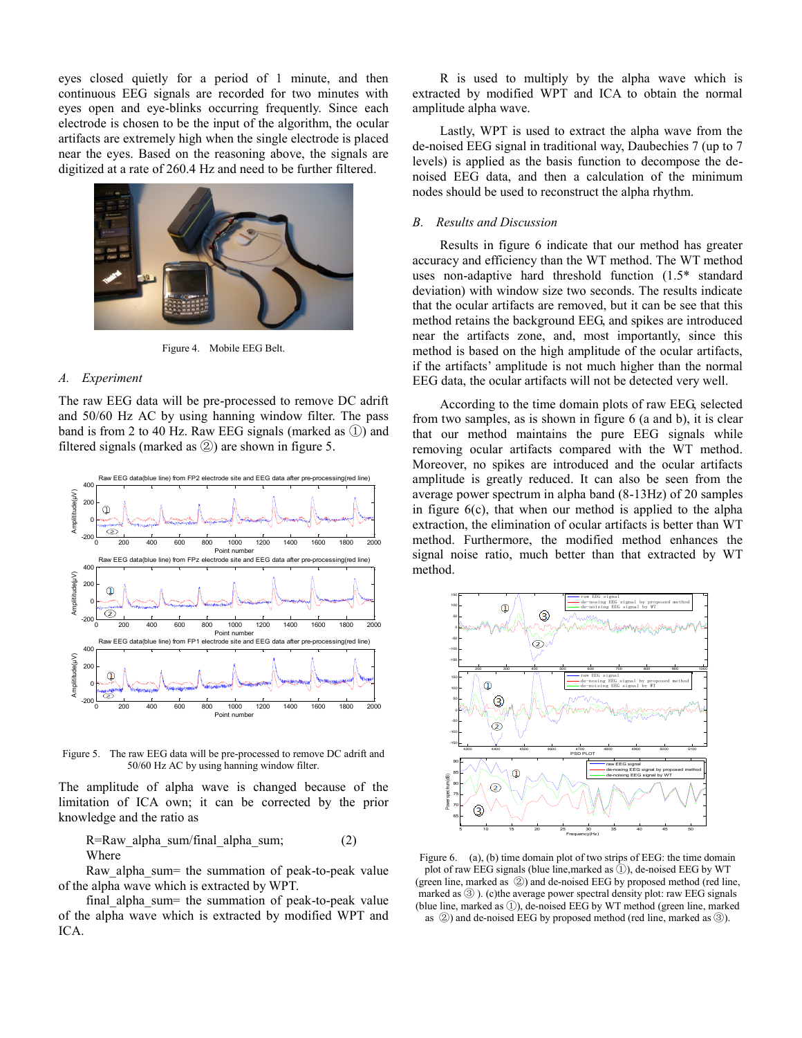eyes closed quietly for a period of 1 minute, and then continuous EEG signals are recorded for two minutes with eyes open and eye-blinks occurring frequently. Since each electrode is chosen to be the input of the algorithm, the ocular artifacts are extremely high when the single electrode is placed near the eyes. Based on the reasoning above, the signals are digitized at a rate of 260.4 Hz and need to be further filtered.

Figure 4. Mobile EEG Belt.

### *A. Experiment*

The raw EEG data will be pre-processed to remove DC adrift and 50/60 Hz AC by using hanning window filter. The pass band is from 2 to 40 Hz. Raw EEG signals (marked as ①) and filtered signals (marked as ②) are shown in figure 5.

Figure 5. The raw EEG data will be pre-processed to remove DC adrift and 50/60 Hz AC by using hanning window filter.

The amplitude of alpha wave is changed because of the limitation of ICA own; it can be corrected by the prior knowledge and the ratio as

$$R = \text{Raw\_alpha\_sum} / \text{final\_alpha\_sum}; \quad (2)$$

Where

Raw_alpha_sum= the summation of peak-to-peak value of the alpha wave which is extracted by WPT.

final_alpha_sum= the summation of peak-to-peak value of the alpha wave which is extracted by modified WPT and ICA.

R is used to multiply by the alpha wave which is extracted by modified WPT and ICA to obtain the normal amplitude alpha wave.

Lastly, WPT is used to extract the alpha wave from the de-noised EEG signal in traditional way, Daubechies 7 (up to 7 levels) is applied as the basis function to decompose the de-noised EEG data, and then a calculation of the minimum nodes should be used to reconstruct the alpha rhythm.

### *B. Results and Discussion*

Results in figure 6 indicate that our method has greater accuracy and efficiency than the WT method. The WT method uses non-adaptive hard threshold function (1.5* standard deviation) with window size two seconds. The results indicate that the ocular artifacts are removed, but it can be see that this method retains the background EEG, and spikes are introduced near the artifacts zone, and, most importantly, since this method is based on the high amplitude of the ocular artifacts, if the artifacts' amplitude is not much higher than the normal EEG data, the ocular artifacts will not be detected very well.

According to the time domain plots of raw EEG, selected from two samples, as is shown in figure 6 (a and b), it is clear that our method maintains the pure EEG signals while removing ocular artifacts compared with the WT method. Moreover, no spikes are introduced and the ocular artifacts amplitude is greatly reduced. It can also be seen from the average power spectrum in alpha band (8-13Hz) of 20 samples in figure 6(c), that when our method is applied to the alpha extraction, the elimination of ocular artifacts is better than WT method. Furthermore, the modified method enhances the signal noise ratio, much better than that extracted by WT method.

Figure 6. (a), (b) time domain plot of two strips of EEG: the time domain plot of raw EEG signals (blue line,marked as ①), de-noised EEG by WT (green line, marked as ②) and de-noised EEG by proposed method (red line, marked as ③ ). (c)the average power spectral density plot: raw EEG signals (blue line, marked as ①), de-noised EEG by WT method (green line, marked as ②) and de-noised EEG by proposed method (red line, marked as ③).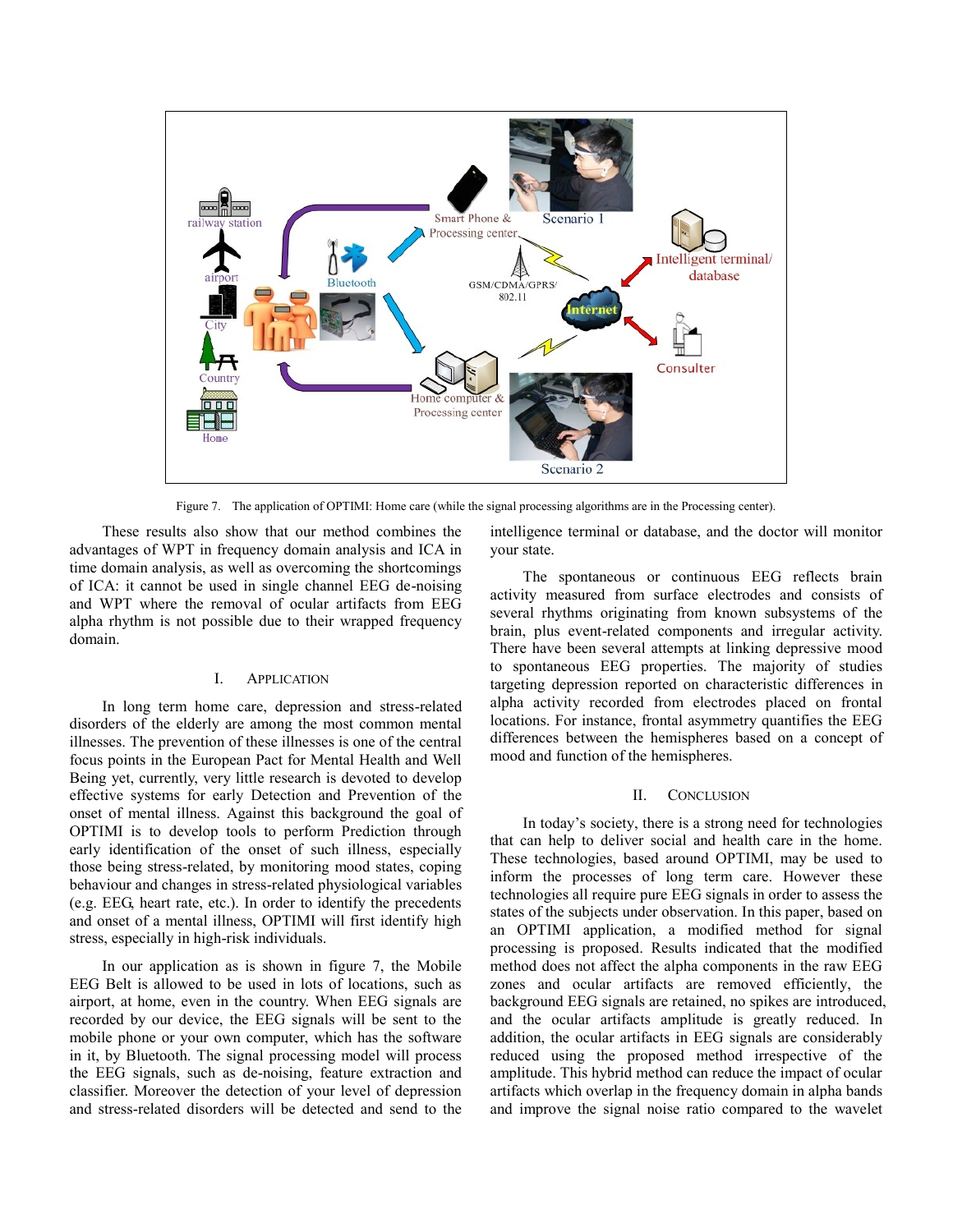Figure 7. The application of OPTIMI: Home care (while the signal processing algorithms are in the Processing center).

These results also show that our method combines the advantages of WPT in frequency domain analysis and ICA in time domain analysis, as well as overcoming the shortcomings of ICA: it cannot be used in single channel EEG de-noising and WPT where the removal of ocular artifacts from EEG alpha rhythm is not possible due to their wrapped frequency domain.

## I. Application

In long term home care, depression and stress-related disorders of the elderly are among the most common mental illnesses. The prevention of these illnesses is one of the central focus points in the European Pact for Mental Health and Well Being yet, currently, very little research is devoted to develop effective systems for early Detection and Prevention of the onset of mental illness. Against this background the goal of OPTIMI is to develop tools to perform Prediction through early identification of the onset of such illness, especially those being stress-related, by monitoring mood states, coping behaviour and changes in stress-related physiological variables (e.g. EEG, heart rate, etc.). In order to identify the precedents and onset of a mental illness, OPTIMI will first identify high stress, especially in high-risk individuals.

In our application as is shown in figure 7, the Mobile EEG Belt is allowed to be used in lots of locations, such as airport, at home, even in the country. When EEG signals are recorded by our device, the EEG signals will be sent to the mobile phone or your own computer, which has the software in it, by Bluetooth. The signal processing model will process the EEG signals, such as de-noising, feature extraction and classifier. Moreover the detection of your level of depression and stress-related disorders will be detected and send to the intelligence terminal or database, and the doctor will monitor your state.

The spontaneous or continuous EEG reflects brain activity measured from surface electrodes and consists of several rhythms originating from known subsystems of the brain, plus event-related components and irregular activity. There have been several attempts at linking depressive mood to spontaneous EEG properties. The majority of studies targeting depression reported on characteristic differences in alpha activity recorded from electrodes placed on frontal locations. For instance, frontal asymmetry quantifies the EEG differences between the hemispheres based on a concept of mood and function of the hemispheres.

## II. Conclusion

In today's society, there is a strong need for technologies that can help to deliver social and health care in the home. These technologies, based around OPTIMI, may be used to inform the processes of long term care. However these technologies all require pure EEG signals in order to assess the states of the subjects under observation. In this paper, based on an OPTIMI application, a modified method for signal processing is proposed. Results indicated that the modified method does not affect the alpha components in the raw EEG zones and ocular artifacts are removed efficiently, the background EEG signals are retained, no spikes are introduced, and the ocular artifacts amplitude is greatly reduced. In addition, the ocular artifacts in EEG signals are considerably reduced using the proposed method irrespective of the amplitude. This hybrid method can reduce the impact of ocular artifacts which overlap in the frequency domain in alpha bands and improve the signal noise ratio compared to the wavelet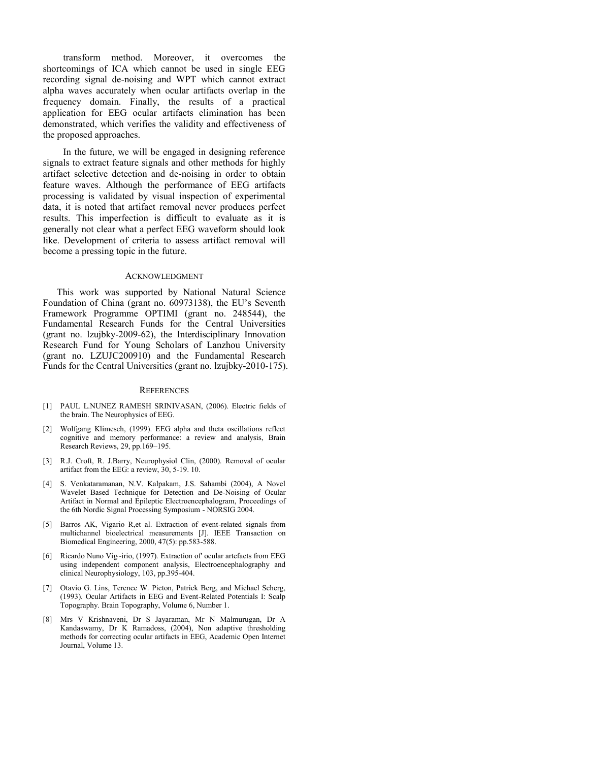transform method. Moreover, it overcomes the shortcomings of ICA which cannot be used in single EEG recording signal de-noising and WPT which cannot extract alpha waves accurately when ocular artifacts overlap in the frequency domain. Finally, the results of a practical application for EEG ocular artifacts elimination has been demonstrated, which verifies the validity and effectiveness of the proposed approaches.

In the future, we will be engaged in designing reference signals to extract feature signals and other methods for highly artifact selective detection and de-noising in order to obtain feature waves. Although the performance of EEG artifacts processing is validated by visual inspection of experimental data, it is noted that artifact removal never produces perfect results. This imperfection is difficult to evaluate as it is generally not clear what a perfect EEG waveform should look like. Development of criteria to assess artifact removal will become a pressing topic in the future.

## ACKNOWLEDGMENT

This work was supported by National Natural Science Foundation of China (grant no. 60973138), the EU's Seventh Framework Programme OPTIMI (grant no. 248544), the Fundamental Research Funds for the Central Universities (grant no. lzujbky-2009-62), the Interdisciplinary Innovation Research Fund for Young Scholars of Lanzhou University (grant no. LZUJC200910) and the Fundamental Research Funds for the Central Universities (grant no. lzujbky-2010-175).

## REFERENCES

[1] PAUL L.NUNEZ RAMESH SRINIVASAN, (2006). Electric fields of the brain. The Neurophysics of EEG.

[2] Wolfgang Klimesch, (1999). EEG alpha and theta oscillations reflect cognitive and memory performance: a review and analysis, Brain Research Reviews, 29, pp.169–195.

[3] R.J. Croft, R. J.Barry, Neurophysiol Clin, (2000). Removal of ocular artifact from the EEG: a review, 30, 5-19. 10.

[4] S. Venkataramanan, N.V. Kalpakam, J.S. Sahambi (2004), A Novel Wavelet Based Technique for Detection and De-Noising of Ocular Artifact in Normal and Epileptic Electroencephalogram, Proceedings of the 6th Nordic Signal Processing Symposium - NORSIG 2004.

[5] Barros AK, Vigario R,et al. Extraction of event-related signals from multichannel bioelectrical measurements [J]. IEEE Transaction on Biomedical Engineering, 2000, 47(5): pp.583-588.

[6] Ricardo Nuno Vig~irio, (1997). Extraction of' ocular artefacts from EEG using independent component analysis, Electroencephalography and clinical Neurophysiology, 103, pp.395-404.

[7] Otavio G. Lins, Terence W. Picton, Patrick Berg, and Michael Scherg, (1993). Ocular Artifacts in EEG and Event-Related Potentials I: Scalp Topography. Brain Topography, Volume 6, Number 1.

[8] Mrs V Krishnaveni, Dr S Jayaraman, Mr N Malmurugan, Dr A Kandaswamy, Dr K Ramadoss, (2004), Non adaptive thresholding methods for correcting ocular artifacts in EEG, Academic Open Internet Journal, Volume 13.